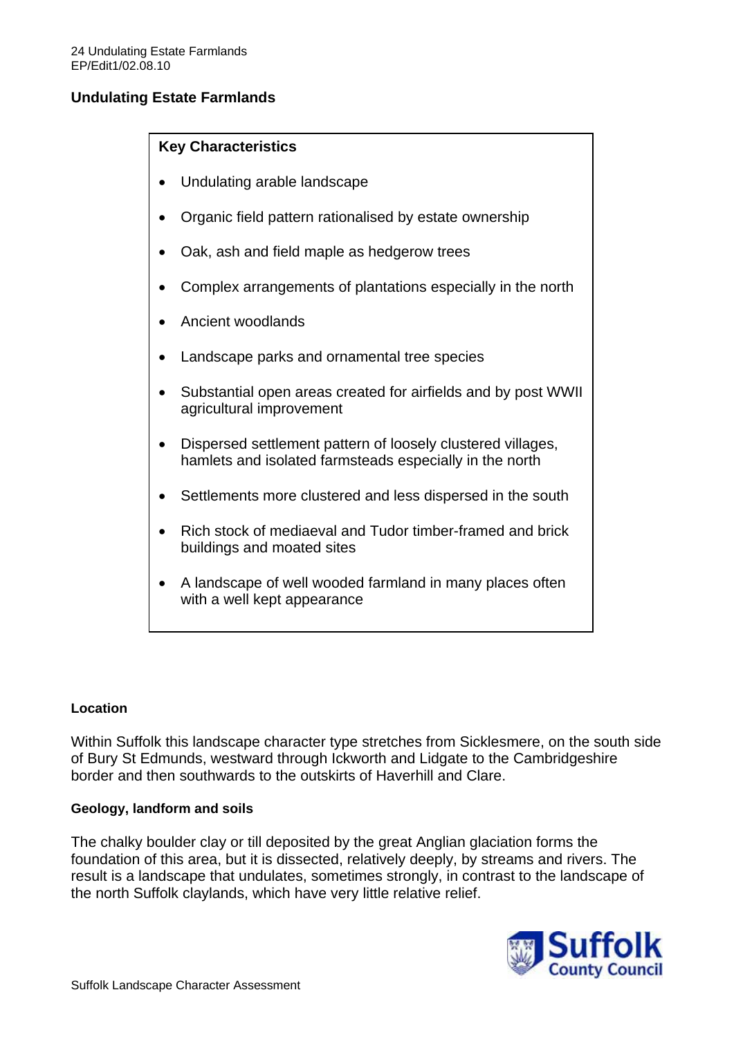# Undulating Estate Farmlands

## Key Characteristics

- Undulating arable landscape
- Organic field pattern rationalised by estate ownership
- Oak, ash and field maple as hedgerow trees
- Complex arrangements of plantations especially in the north
- Ancient woodlands
- Landscape parks and ornamental tree species
- Substantial open areas created for airfields and by post WWII agricultural improvement
- Dispersed settlement pattern of loosely clustered villages, hamlets and isolated farmsteads especially in the north
- Settlements more clustered and less dispersed in the south
- Rich stock of mediaeval and Tudor timber-framed and brick buildings and moated sites
- A landscape of well wooded farmland in many places often with a well kept appearance

### Location

Within Suffolk this landscape character type stretches from Sicklesmere, on the south side of Bury St Edmunds, westward through Ickworth and Lidgate to the Cambridgeshire border and then southwards to the outskirts of Haverhill and Clare.

### Geology, landform and soils

The chalky boulder clay or till deposited by the great Anglian glaciation forms the foundation of this area, but it is dissected, relatively deeply, by streams and rivers. The result is a landscape that undulates, sometimes strongly, in contrast to the landscape of the north Suffolk claylands, which have very little relative relief.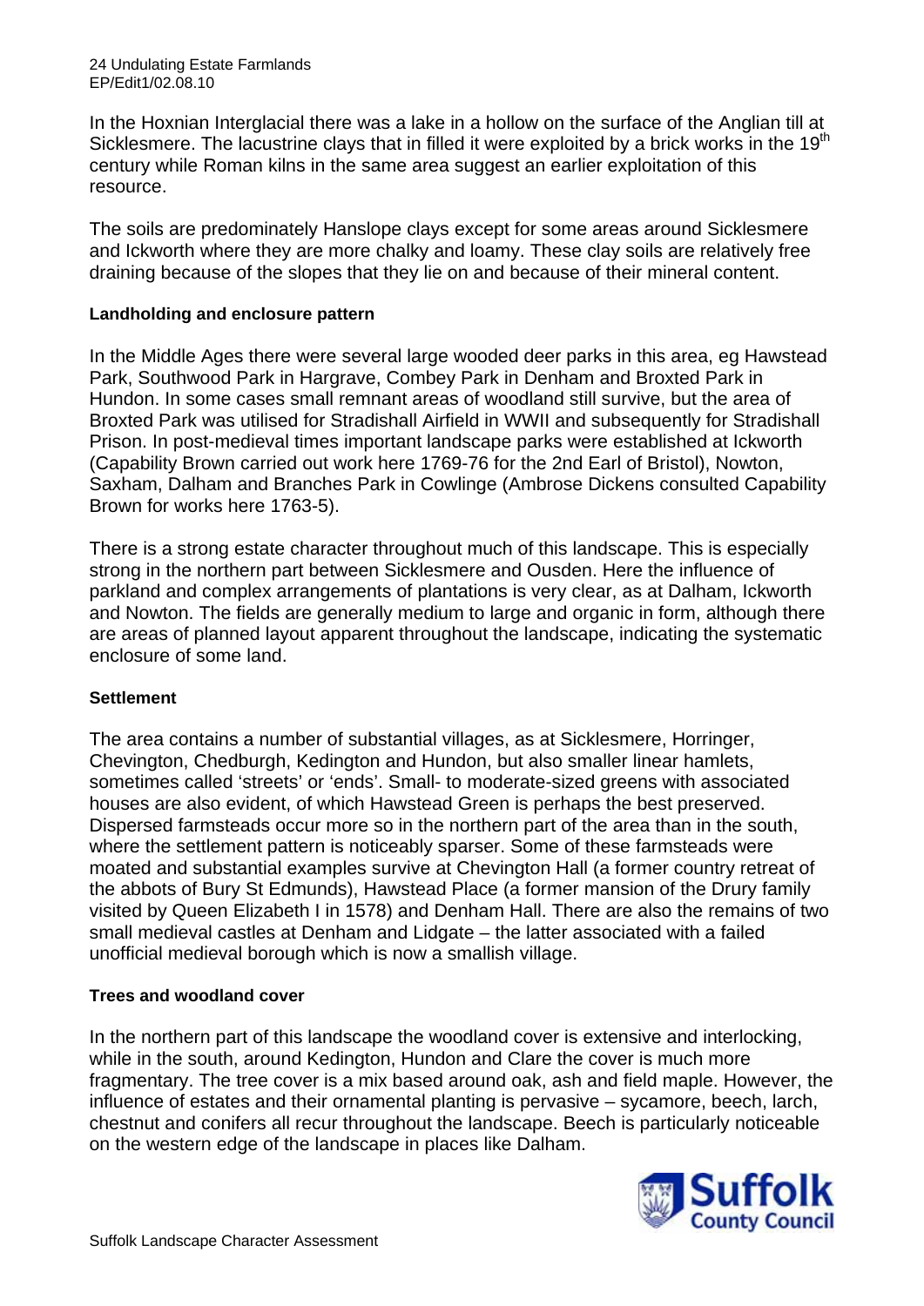In the Hoxnian Interglacial there was a lake in a hollow on the surface of the Anglian till at Sicklesmere. The lacustrine clays that in filled it were exploited by a brick works in the 19th century while Roman kilns in the same area suggest an earlier exploitation of this resource.

The soils are predominately Hanslope clays except for some areas around Sicklesmere and Ickworth where they are more chalky and loamy. These clay soils are relatively free draining because of the slopes that they lie on and because of their mineral content.

**Landholding and enclosure pattern**

In the Middle Ages there were several large wooded deer parks in this area, eg Hawstead Park, Southwood Park in Hargrave, Combey Park in Denham and Broxted Park in Hundon. In some cases small remnant areas of woodland still survive, but the area of Broxted Park was utilised for Stradishall Airfield in WWII and subsequently for Stradishall Prison. In post-medieval times important landscape parks were established at Ickworth (Capability Brown carried out work here 1769-76 for the 2nd Earl of Bristol), Nowton, Saxham, Dalham and Branches Park in Cowlinge (Ambrose Dickens consulted Capability Brown for works here 1763-5).

There is a strong estate character throughout much of this landscape. This is especially strong in the northern part between Sicklesmere and Ousden. Here the influence of parkland and complex arrangements of plantations is very clear, as at Dalham, Ickworth and Nowton. The fields are generally medium to large and organic in form, although there are areas of planned layout apparent throughout the landscape, indicating the systematic enclosure of some land.

**Settlement**

The area contains a number of substantial villages, as at Sicklesmere, Horringer, Chevington, Chedburgh, Kedington and Hundon, but also smaller linear hamlets, sometimes called 'streets' or 'ends'. Small- to moderate-sized greens with associated houses are also evident, of which Hawstead Green is perhaps the best preserved. Dispersed farmsteads occur more so in the northern part of the area than in the south, where the settlement pattern is noticeably sparser. Some of these farmsteads were moated and substantial examples survive at Chevington Hall (a former country retreat of the abbots of Bury St Edmunds), Hawstead Place (a former mansion of the Drury family visited by Queen Elizabeth I in 1578) and Denham Hall. There are also the remains of two small medieval castles at Denham and Lidgate – the latter associated with a failed unofficial medieval borough which is now a smallish village.

**Trees and woodland cover**

In the northern part of this landscape the woodland cover is extensive and interlocking, while in the south, around Kedington, Hundon and Clare the cover is much more fragmentary. The tree cover is a mix based around oak, ash and field maple. However, the influence of estates and their ornamental planting is pervasive – sycamore, beech, larch, chestnut and conifers all recur throughout the landscape. Beech is particularly noticeable on the western edge of the landscape in places like Dalham.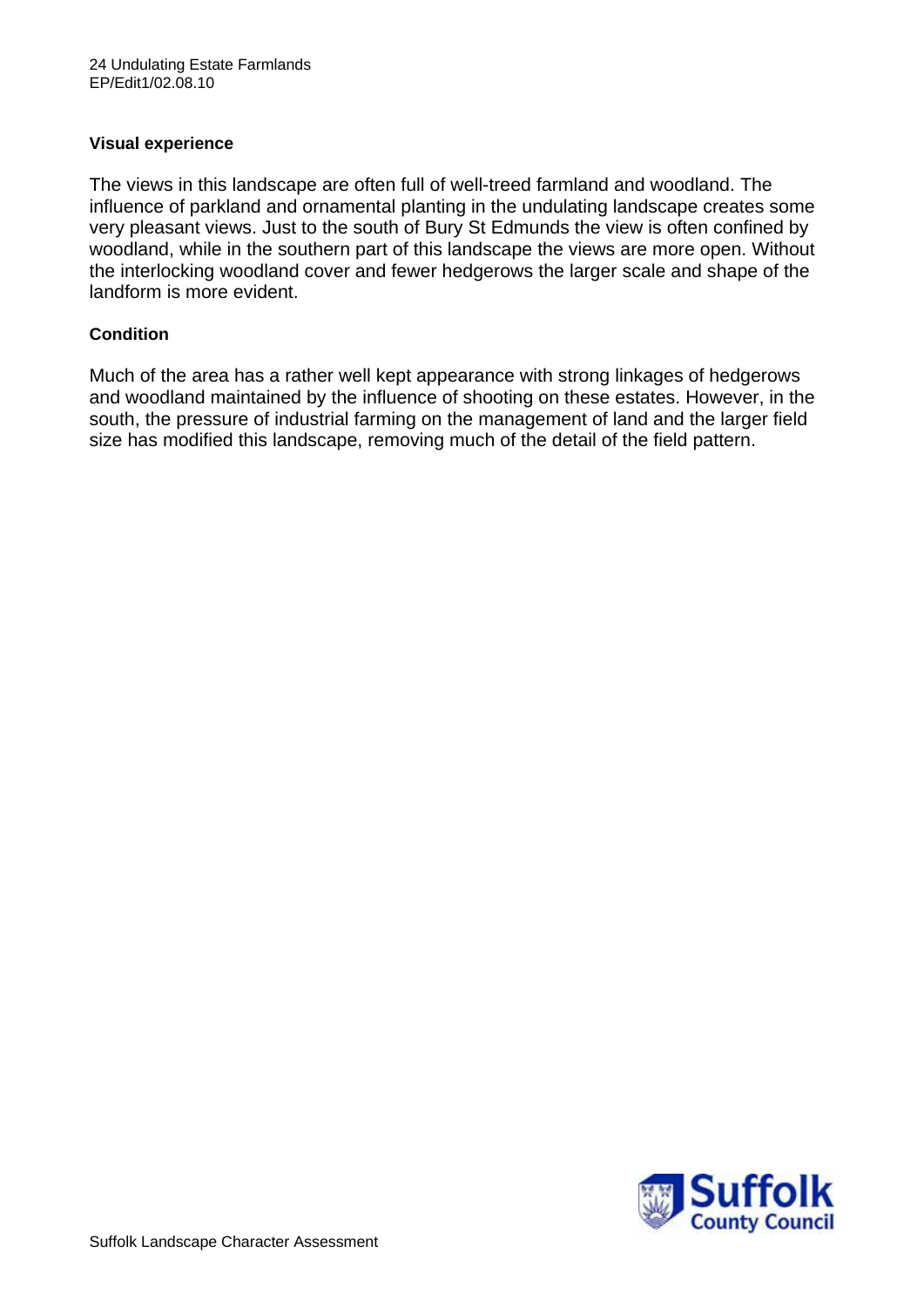**Visual experience**

The views in this landscape are often full of well-treed farmland and woodland. The influence of parkland and ornamental planting in the undulating landscape creates some very pleasant views. Just to the south of Bury St Edmunds the view is often confined by woodland, while in the southern part of this landscape the views are more open. Without the interlocking woodland cover and fewer hedgerows the larger scale and shape of the landform is more evident.

**Condition**

Much of the area has a rather well kept appearance with strong linkages of hedgerows and woodland maintained by the influence of shooting on these estates. However, in the south, the pressure of industrial farming on the management of land and the larger field size has modified this landscape, removing much of the detail of the field pattern.